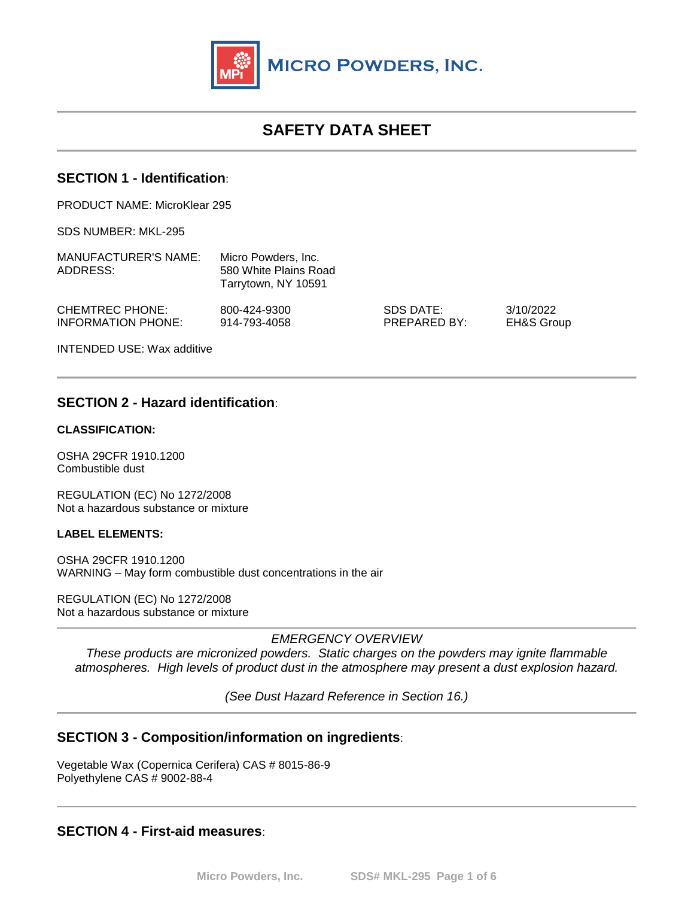MICRO POWDERS, INC.

# SAFETY DATA SHEET

## SECTION 1 - Identification:

PRODUCT NAME: MicroKlear 295

SDS NUMBER: MKL-295

MANUFACTURER'S NAME: Micro Powders, Inc.
ADDRESS: 580 White Plains Road
Tarrytown, NY 10591

CHEMTREC PHONE: 800-424-9300
INFORMATION PHONE: 914-793-4058

SDS DATE: 3/10/2022
PREPARED BY: EH&S Group

INTENDED USE: Wax additive

## SECTION 2 - Hazard identification:

**CLASSIFICATION:**

OSHA 29CFR 1910.1200
Combustible dust

REGULATION (EC) No 1272/2008
Not a hazardous substance or mixture

**LABEL ELEMENTS:**

OSHA 29CFR 1910.1200
WARNING – May form combustible dust concentrations in the air

REGULATION (EC) No 1272/2008
Not a hazardous substance or mixture

*EMERGENCY OVERVIEW*

*These products are micronized powders. Static charges on the powders may ignite flammable atmospheres. High levels of product dust in the atmosphere may present a dust explosion hazard.*

*(See Dust Hazard Reference in Section 16.)*

## SECTION 3 - Composition/information on ingredients:

Vegetable Wax (Copernica Cerifera) CAS # 8015-86-9
Polyethylene CAS # 9002-88-4

## SECTION 4 - First-aid measures: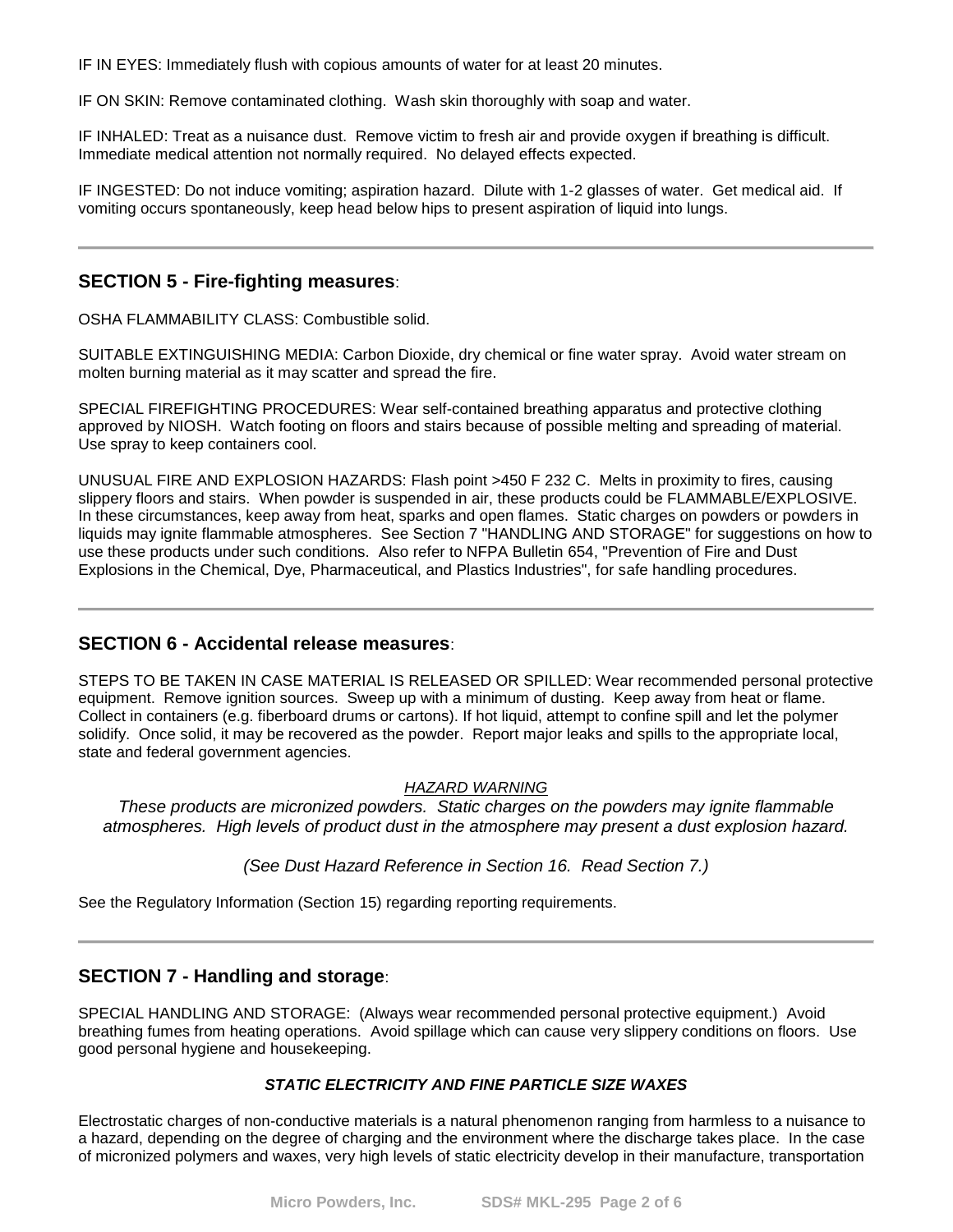IF IN EYES: Immediately flush with copious amounts of water for at least 20 minutes.

IF ON SKIN: Remove contaminated clothing. Wash skin thoroughly with soap and water.

IF INHALED: Treat as a nuisance dust. Remove victim to fresh air and provide oxygen if breathing is difficult. Immediate medical attention not normally required. No delayed effects expected.

IF INGESTED: Do not induce vomiting; aspiration hazard. Dilute with 1-2 glasses of water. Get medical aid. If vomiting occurs spontaneously, keep head below hips to present aspiration of liquid into lungs.

---

## SECTION 5 - Fire-fighting measures:

OSHA FLAMMABILITY CLASS: Combustible solid.

SUITABLE EXTINGUISHING MEDIA: Carbon Dioxide, dry chemical or fine water spray. Avoid water stream on molten burning material as it may scatter and spread the fire.

SPECIAL FIREFIGHTING PROCEDURES: Wear self-contained breathing apparatus and protective clothing approved by NIOSH. Watch footing on floors and stairs because of possible melting and spreading of material. Use spray to keep containers cool.

UNUSUAL FIRE AND EXPLOSION HAZARDS: Flash point >450 F 232 C. Melts in proximity to fires, causing slippery floors and stairs. When powder is suspended in air, these products could be FLAMMABLE/EXPLOSIVE. In these circumstances, keep away from heat, sparks and open flames. Static charges on powders or powders in liquids may ignite flammable atmospheres. See Section 7 "HANDLING AND STORAGE" for suggestions on how to use these products under such conditions. Also refer to NFPA Bulletin 654, "Prevention of Fire and Dust Explosions in the Chemical, Dye, Pharmaceutical, and Plastics Industries", for safe handling procedures.

---

## SECTION 6 - Accidental release measures:

STEPS TO BE TAKEN IN CASE MATERIAL IS RELEASED OR SPILLED: Wear recommended personal protective equipment. Remove ignition sources. Sweep up with a minimum of dusting. Keep away from heat or flame. Collect in containers (e.g. fiberboard drums or cartons). If hot liquid, attempt to confine spill and let the polymer solidify. Once solid, it may be recovered as the powder. Report major leaks and spills to the appropriate local, state and federal government agencies.

*HAZARD WARNING*

*These products are micronized powders. Static charges on the powders may ignite flammable atmospheres. High levels of product dust in the atmosphere may present a dust explosion hazard.*

*(See Dust Hazard Reference in Section 16. Read Section 7.)*

See the Regulatory Information (Section 15) regarding reporting requirements.

---

## SECTION 7 - Handling and storage:

SPECIAL HANDLING AND STORAGE: (Always wear recommended personal protective equipment.) Avoid breathing fumes from heating operations. Avoid spillage which can cause very slippery conditions on floors. Use good personal hygiene and housekeeping.

***STATIC ELECTRICITY AND FINE PARTICLE SIZE WAXES***

Electrostatic charges of non-conductive materials is a natural phenomenon ranging from harmless to a nuisance to a hazard, depending on the degree of charging and the environment where the discharge takes place. In the case of micronized polymers and waxes, very high levels of static electricity develop in their manufacture, transportation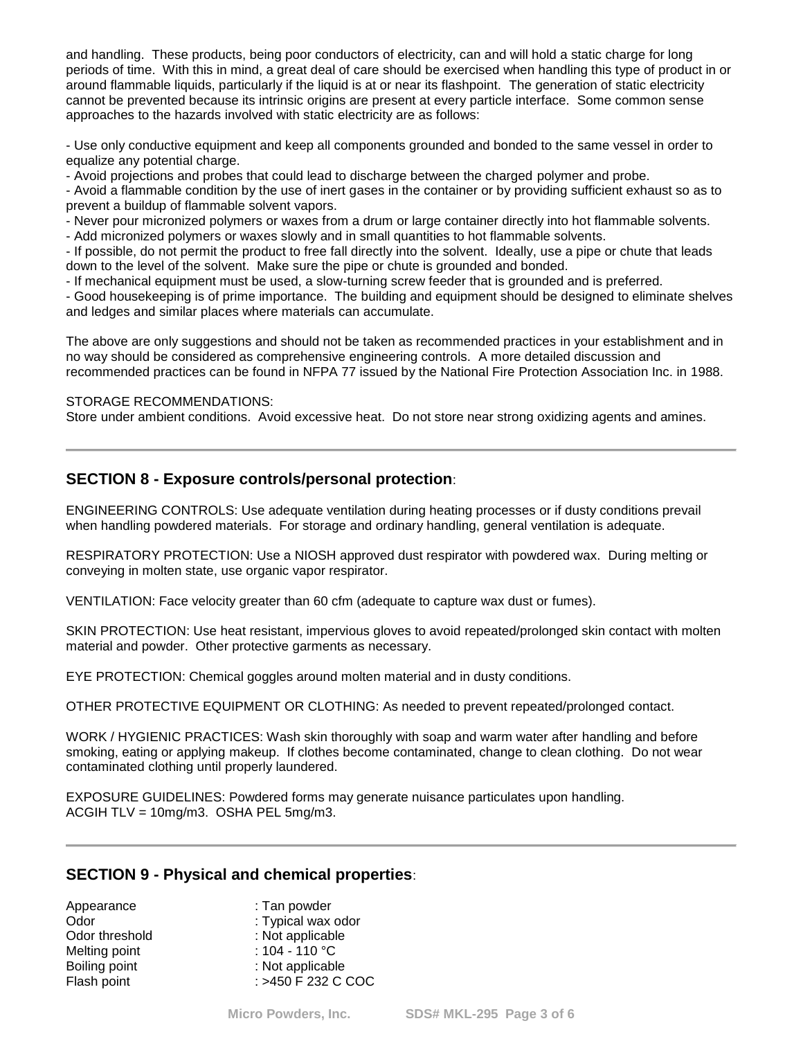and handling. These products, being poor conductors of electricity, can and will hold a static charge for long periods of time. With this in mind, a great deal of care should be exercised when handling this type of product in or around flammable liquids, particularly if the liquid is at or near its flashpoint. The generation of static electricity cannot be prevented because its intrinsic origins are present at every particle interface. Some common sense approaches to the hazards involved with static electricity are as follows:

- Use only conductive equipment and keep all components grounded and bonded to the same vessel in order to equalize any potential charge.
- Avoid projections and probes that could lead to discharge between the charged polymer and probe.
- Avoid a flammable condition by the use of inert gases in the container or by providing sufficient exhaust so as to prevent a buildup of flammable solvent vapors.
- Never pour micronized polymers or waxes from a drum or large container directly into hot flammable solvents.
- Add micronized polymers or waxes slowly and in small quantities to hot flammable solvents.
- If possible, do not permit the product to free fall directly into the solvent. Ideally, use a pipe or chute that leads down to the level of the solvent. Make sure the pipe or chute is grounded and bonded.
- If mechanical equipment must be used, a slow-turning screw feeder that is grounded and is preferred.
- Good housekeeping is of prime importance. The building and equipment should be designed to eliminate shelves and ledges and similar places where materials can accumulate.

The above are only suggestions and should not be taken as recommended practices in your establishment and in no way should be considered as comprehensive engineering controls. A more detailed discussion and recommended practices can be found in NFPA 77 issued by the National Fire Protection Association Inc. in 1988.

STORAGE RECOMMENDATIONS:
Store under ambient conditions. Avoid excessive heat. Do not store near strong oxidizing agents and amines.

---

## SECTION 8 - Exposure controls/personal protection:

ENGINEERING CONTROLS: Use adequate ventilation during heating processes or if dusty conditions prevail when handling powdered materials. For storage and ordinary handling, general ventilation is adequate.

RESPIRATORY PROTECTION: Use a NIOSH approved dust respirator with powdered wax. During melting or conveying in molten state, use organic vapor respirator.

VENTILATION: Face velocity greater than 60 cfm (adequate to capture wax dust or fumes).

SKIN PROTECTION: Use heat resistant, impervious gloves to avoid repeated/prolonged skin contact with molten material and powder. Other protective garments as necessary.

EYE PROTECTION: Chemical goggles around molten material and in dusty conditions.

OTHER PROTECTIVE EQUIPMENT OR CLOTHING: As needed to prevent repeated/prolonged contact.

WORK / HYGIENIC PRACTICES: Wash skin thoroughly with soap and warm water after handling and before smoking, eating or applying makeup. If clothes become contaminated, change to clean clothing. Do not wear contaminated clothing until properly laundered.

EXPOSURE GUIDELINES: Powdered forms may generate nuisance particulates upon handling.
ACGIH TLV = 10mg/m3. OSHA PEL 5mg/m3.

---

## SECTION 9 - Physical and chemical properties:

| | |
|---|---|
| Appearance | : Tan powder |
| Odor | : Typical wax odor |
| Odor threshold | : Not applicable |
| Melting point | : 104 - 110 °C |
| Boiling point | : Not applicable |
| Flash point | : >450 F 232 C COC |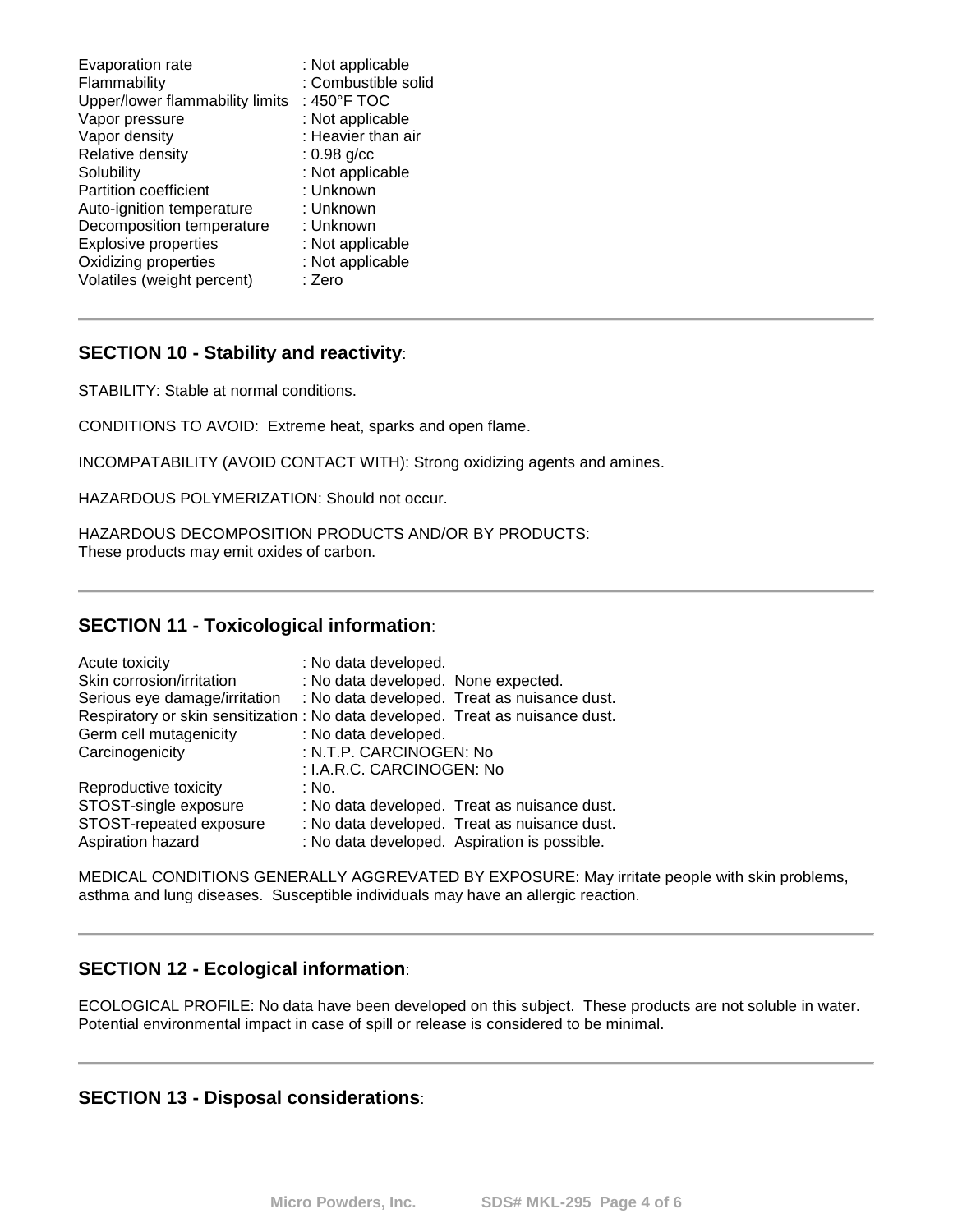| | |
|---|---|
| Evaporation rate | : Not applicable |
| Flammability | : Combustible solid |
| Upper/lower flammability limits | : 450°F TOC |
| Vapor pressure | : Not applicable |
| Vapor density | : Heavier than air |
| Relative density | : 0.98 g/cc |
| Solubility | : Not applicable |
| Partition coefficient | : Unknown |
| Auto-ignition temperature | : Unknown |
| Decomposition temperature | : Unknown |
| Explosive properties | : Not applicable |
| Oxidizing properties | : Not applicable |
| Volatiles (weight percent) | : Zero |

## SECTION 10 - Stability and reactivity:

STABILITY: Stable at normal conditions.

CONDITIONS TO AVOID: Extreme heat, sparks and open flame.

INCOMPATABILITY (AVOID CONTACT WITH): Strong oxidizing agents and amines.

HAZARDOUS POLYMERIZATION: Should not occur.

HAZARDOUS DECOMPOSITION PRODUCTS AND/OR BY PRODUCTS:
These products may emit oxides of carbon.

## SECTION 11 - Toxicological information:

| | |
|---|---|
| Acute toxicity | : No data developed. |
| Skin corrosion/irritation | : No data developed. None expected. |
| Serious eye damage/irritation | : No data developed. Treat as nuisance dust. |
| Respiratory or skin sensitization | : No data developed. Treat as nuisance dust. |
| Germ cell mutagenicity | : No data developed. |
| Carcinogenicity | : N.T.P. CARCINOGEN: No |
| | : I.A.R.C. CARCINOGEN: No |
| Reproductive toxicity | : No. |
| STOST-single exposure | : No data developed. Treat as nuisance dust. |
| STOST-repeated exposure | : No data developed. Treat as nuisance dust. |
| Aspiration hazard | : No data developed. Aspiration is possible. |

MEDICAL CONDITIONS GENERALLY AGGREVATED BY EXPOSURE: May irritate people with skin problems, asthma and lung diseases. Susceptible individuals may have an allergic reaction.

## SECTION 12 - Ecological information:

ECOLOGICAL PROFILE: No data have been developed on this subject. These products are not soluble in water. Potential environmental impact in case of spill or release is considered to be minimal.

## SECTION 13 - Disposal considerations: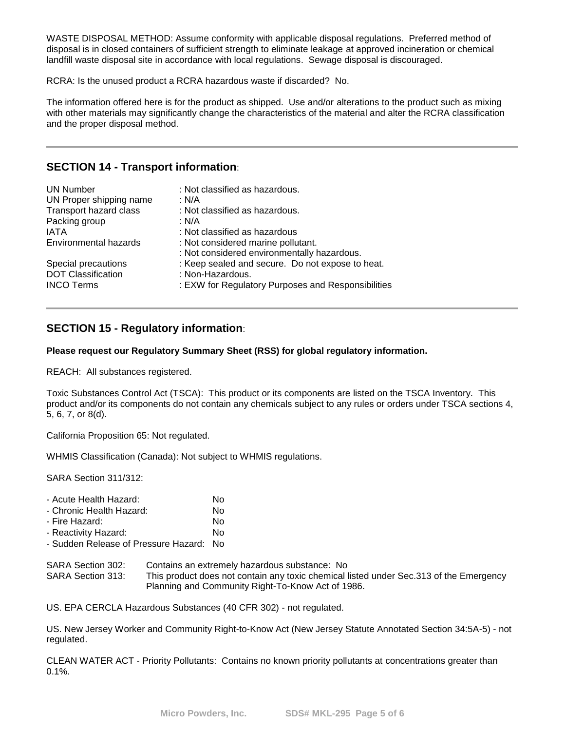WASTE DISPOSAL METHOD: Assume conformity with applicable disposal regulations. Preferred method of disposal is in closed containers of sufficient strength to eliminate leakage at approved incineration or chemical landfill waste disposal site in accordance with local regulations. Sewage disposal is discouraged.

RCRA: Is the unused product a RCRA hazardous waste if discarded? No.

The information offered here is for the product as shipped. Use and/or alterations to the product such as mixing with other materials may significantly change the characteristics of the material and alter the RCRA classification and the proper disposal method.

---

## SECTION 14 - Transport information:

| | |
|---|---|
| UN Number | : Not classified as hazardous. |
| UN Proper shipping name | : N/A |
| Transport hazard class | : Not classified as hazardous. |
| Packing group | : N/A |
| IATA | : Not classified as hazardous |
| Environmental hazards | : Not considered marine pollutant.<br>: Not considered environmentally hazardous. |
| Special precautions | : Keep sealed and secure. Do not expose to heat. |
| DOT Classification | : Non-Hazardous. |
| INCO Terms | : EXW for Regulatory Purposes and Responsibilities |

---

## SECTION 15 - Regulatory information:

**Please request our Regulatory Summary Sheet (RSS) for global regulatory information.**

REACH: All substances registered.

Toxic Substances Control Act (TSCA): This product or its components are listed on the TSCA Inventory. This product and/or its components do not contain any chemicals subject to any rules or orders under TSCA sections 4, 5, 6, 7, or 8(d).

California Proposition 65: Not regulated.

WHMIS Classification (Canada): Not subject to WHMIS regulations.

SARA Section 311/312:

- Acute Health Hazard: No
- Chronic Health Hazard: No
- Fire Hazard: No
- Reactivity Hazard: No
- Sudden Release of Pressure Hazard: No

SARA Section 302: Contains an extremely hazardous substance: No

SARA Section 313: This product does not contain any toxic chemical listed under Sec.313 of the Emergency Planning and Community Right-To-Know Act of 1986.

US. EPA CERCLA Hazardous Substances (40 CFR 302) - not regulated.

US. New Jersey Worker and Community Right-to-Know Act (New Jersey Statute Annotated Section 34:5A-5) - not regulated.

CLEAN WATER ACT - Priority Pollutants: Contains no known priority pollutants at concentrations greater than 0.1%.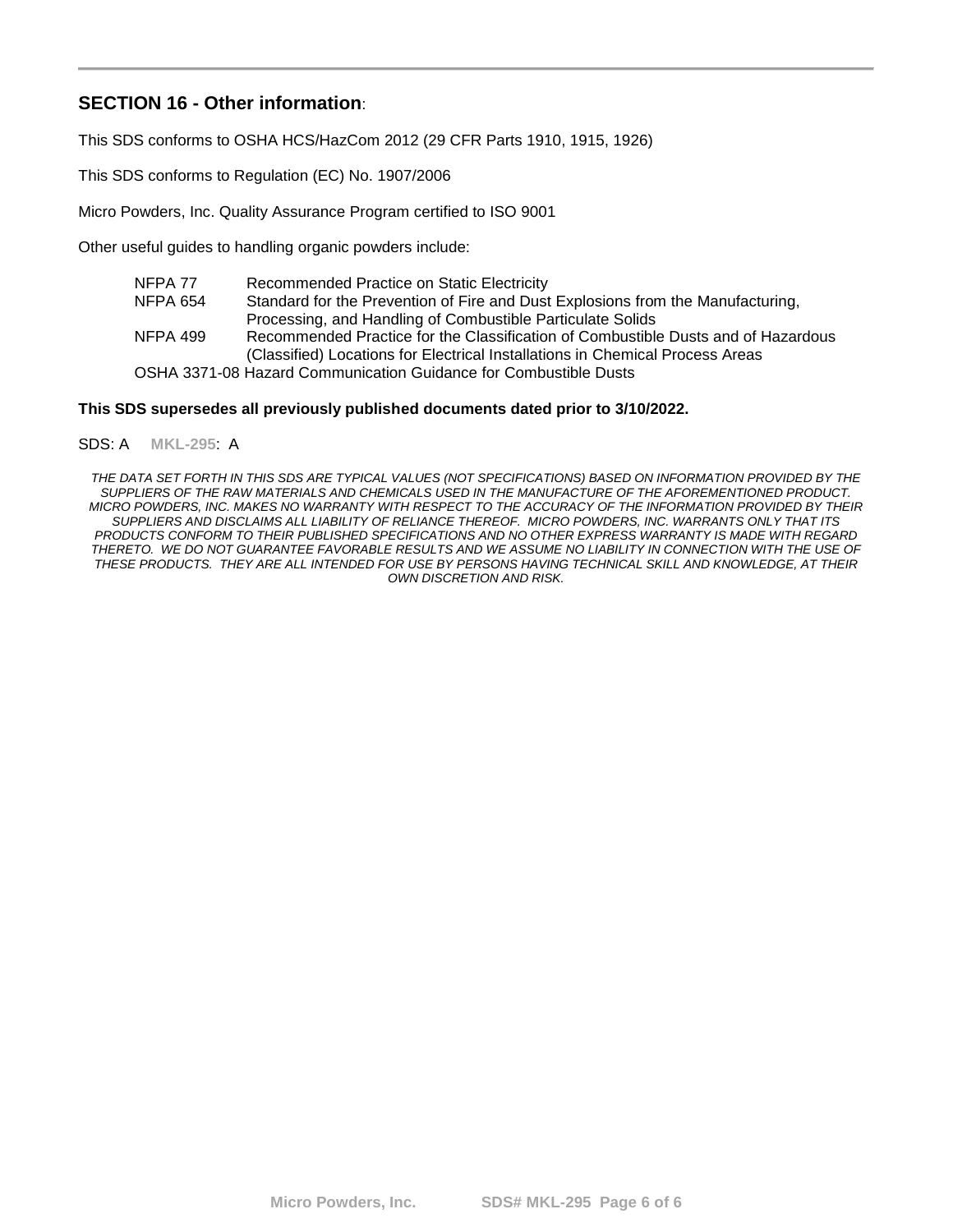## SECTION 16 - Other information:

This SDS conforms to OSHA HCS/HazCom 2012 (29 CFR Parts 1910, 1915, 1926)

This SDS conforms to Regulation (EC) No. 1907/2006

Micro Powders, Inc. Quality Assurance Program certified to ISO 9001

Other useful guides to handling organic powders include:

| | |
|---|---|
| NFPA 77 | Recommended Practice on Static Electricity |
| NFPA 654 | Standard for the Prevention of Fire and Dust Explosions from the Manufacturing, Processing, and Handling of Combustible Particulate Solids |
| NFPA 499 | Recommended Practice for the Classification of Combustible Dusts and of Hazardous (Classified) Locations for Electrical Installations in Chemical Process Areas |

OSHA 3371-08 Hazard Communication Guidance for Combustible Dusts

**This SDS supersedes all previously published documents dated prior to 3/10/2022.**

SDS: A **MKL-295**: A

*THE DATA SET FORTH IN THIS SDS ARE TYPICAL VALUES (NOT SPECIFICATIONS) BASED ON INFORMATION PROVIDED BY THE SUPPLIERS OF THE RAW MATERIALS AND CHEMICALS USED IN THE MANUFACTURE OF THE AFOREMENTIONED PRODUCT. MICRO POWDERS, INC. MAKES NO WARRANTY WITH RESPECT TO THE ACCURACY OF THE INFORMATION PROVIDED BY THEIR SUPPLIERS AND DISCLAIMS ALL LIABILITY OF RELIANCE THEREOF. MICRO POWDERS, INC. WARRANTS ONLY THAT ITS PRODUCTS CONFORM TO THEIR PUBLISHED SPECIFICATIONS AND NO OTHER EXPRESS WARRANTY IS MADE WITH REGARD THERETO. WE DO NOT GUARANTEE FAVORABLE RESULTS AND WE ASSUME NO LIABILITY IN CONNECTION WITH THE USE OF THESE PRODUCTS. THEY ARE ALL INTENDED FOR USE BY PERSONS HAVING TECHNICAL SKILL AND KNOWLEDGE, AT THEIR OWN DISCRETION AND RISK.*